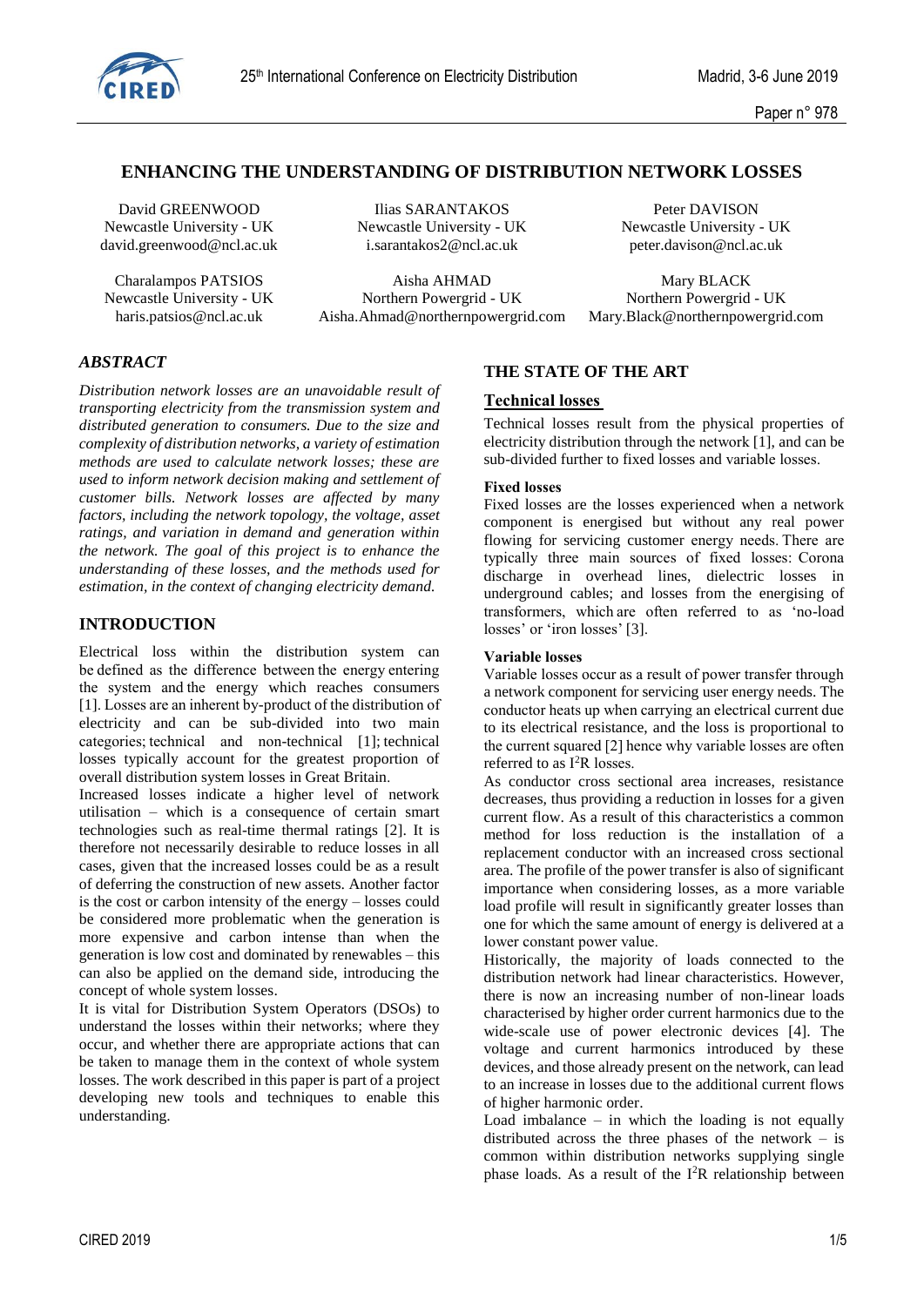# ENHANCING THE UNDERSTANDING OF DISTRIBUTION NETWORK LOSSES

David GREENWOOD
Newcastle University - UK
david.greenwood@ncl.ac.uk

Ilias SARANTAKOS
Newcastle University - UK
i.sarantakos2@ncl.ac.uk

Peter DAVISON
Newcastle University - UK
peter.davison@ncl.ac.uk

Charalampos PATSIOS
Newcastle University - UK
haris.patsios@ncl.ac.uk

Aisha AHMAD
Northern Powergrid - UK
Aisha.Ahmad@northernpowergrid.com

Mary BLACK
Northern Powergrid - UK
Mary.Black@northernpowergrid.com

## *ABSTRACT*

*Distribution network losses are an unavoidable result of transporting electricity from the transmission system and distributed generation to consumers. Due to the size and complexity of distribution networks, a variety of estimation methods are used to calculate network losses; these are used to inform network decision making and settlement of customer bills. Network losses are affected by many factors, including the network topology, the voltage, asset ratings, and variation in demand and generation within the network. The goal of this project is to enhance the understanding of these losses, and the methods used for estimation, in the context of changing electricity demand.*

## INTRODUCTION

Electrical loss within the distribution system can be defined as the difference between the energy entering the system and the energy which reaches consumers [1]. Losses are an inherent by-product of the distribution of electricity and can be sub-divided into two main categories; technical and non-technical [1]; technical losses typically account for the greatest proportion of overall distribution system losses in Great Britain.

Increased losses indicate a higher level of network utilisation – which is a consequence of certain smart technologies such as real-time thermal ratings [2]. It is therefore not necessarily desirable to reduce losses in all cases, given that the increased losses could be as a result of deferring the construction of new assets. Another factor is the cost or carbon intensity of the energy – losses could be considered more problematic when the generation is more expensive and carbon intense than when the generation is low cost and dominated by renewables – this can also be applied on the demand side, introducing the concept of whole system losses.

It is vital for Distribution System Operators (DSOs) to understand the losses within their networks; where they occur, and whether there are appropriate actions that can be taken to manage them in the context of whole system losses. The work described in this paper is part of a project developing new tools and techniques to enable this understanding.

## THE STATE OF THE ART

### Technical losses

Technical losses result from the physical properties of electricity distribution through the network [1], and can be sub-divided further to fixed losses and variable losses.

#### Fixed losses

Fixed losses are the losses experienced when a network component is energised but without any real power flowing for servicing customer energy needs. There are typically three main sources of fixed losses: Corona discharge in overhead lines, dielectric losses in underground cables; and losses from the energising of transformers, which are often referred to as 'no-load losses' or 'iron losses' [3].

#### Variable losses

Variable losses occur as a result of power transfer through a network component for servicing user energy needs. The conductor heats up when carrying an electrical current due to its electrical resistance, and the loss is proportional to the current squared [2] hence why variable losses are often referred to as $I^2R$ losses.

As conductor cross sectional area increases, resistance decreases, thus providing a reduction in losses for a given current flow. As a result of this characteristics a common method for loss reduction is the installation of a replacement conductor with an increased cross sectional area. The profile of the power transfer is also of significant importance when considering losses, as a more variable load profile will result in significantly greater losses than one for which the same amount of energy is delivered at a lower constant power value.

Historically, the majority of loads connected to the distribution network had linear characteristics. However, there is now an increasing number of non-linear loads characterised by higher order current harmonics due to the wide-scale use of power electronic devices [4]. The voltage and current harmonics introduced by these devices, and those already present on the network, can lead to an increase in losses due to the additional current flows of higher harmonic order.

Load imbalance – in which the loading is not equally distributed across the three phases of the network – is common within distribution networks supplying single phase loads. As a result of the $I^2R$ relationship between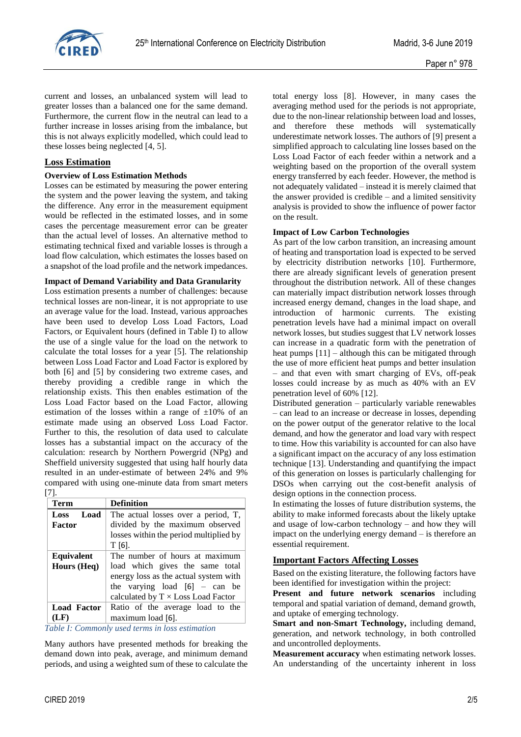current and losses, an unbalanced system will lead to greater losses than a balanced one for the same demand. Furthermore, the current flow in the neutral can lead to a further increase in losses arising from the imbalance, but this is not always explicitly modelled, which could lead to these losses being neglected [4, 5].

## Loss Estimation

### Overview of Loss Estimation Methods

Losses can be estimated by measuring the power entering the system and the power leaving the system, and taking the difference. Any error in the measurement equipment would be reflected in the estimated losses, and in some cases the percentage measurement error can be greater than the actual level of losses. An alternative method to estimating technical fixed and variable losses is through a load flow calculation, which estimates the losses based on a snapshot of the load profile and the network impedances.

### Impact of Demand Variability and Data Granularity

Loss estimation presents a number of challenges: because technical losses are non-linear, it is not appropriate to use an average value for the load. Instead, various approaches have been used to develop Loss Load Factors, Load Factors, or Equivalent hours (defined in Table I) to allow the use of a single value for the load on the network to calculate the total losses for a year [5]. The relationship between Loss Load Factor and Load Factor is explored by both [6] and [5] by considering two extreme cases, and thereby providing a credible range in which the relationship exists. This then enables estimation of the Loss Load Factor based on the Load Factor, allowing estimation of the losses within a range of ±10% of an estimate made using an observed Loss Load Factor. Further to this, the resolution of data used to calculate losses has a substantial impact on the accuracy of the calculation: research by Northern Powergrid (NPg) and Sheffield university suggested that using half hourly data resulted in an under-estimate of between 24% and 9% compared with using one-minute data from smart meters [7].

| Term | Definition |
|---|---|
| **Loss Load Factor** | The actual losses over a period, T, divided by the maximum observed losses within the period multiplied by T [6]. |
| **Equivalent Hours (Heq)** | The number of hours at maximum load which gives the same total energy loss as the actual system with the varying load [6] – can be calculated by T × Loss Load Factor |
| **Load Factor (LF)** | Ratio of the average load to the maximum load [6]. |

*Table I: Commonly used terms in loss estimation*

Many authors have presented methods for breaking the demand down into peak, average, and minimum demand periods, and using a weighted sum of these to calculate the total energy loss [8]. However, in many cases the averaging method used for the periods is not appropriate, due to the non-linear relationship between load and losses, and therefore these methods will systematically underestimate network losses. The authors of [9] present a simplified approach to calculating line losses based on the Loss Load Factor of each feeder within a network and a weighting based on the proportion of the overall system energy transferred by each feeder. However, the method is not adequately validated – instead it is merely claimed that the answer provided is credible – and a limited sensitivity analysis is provided to show the influence of power factor on the result.

### Impact of Low Carbon Technologies

As part of the low carbon transition, an increasing amount of heating and transportation load is expected to be served by electricity distribution networks [10]. Furthermore, there are already significant levels of generation present throughout the distribution network. All of these changes can materially impact distribution network losses through increased energy demand, changes in the load shape, and introduction of harmonic currents. The existing penetration levels have had a minimal impact on overall network losses, but studies suggest that LV network losses can increase in a quadratic form with the penetration of heat pumps [11] – although this can be mitigated through the use of more efficient heat pumps and better insulation – and that even with smart charging of EVs, off-peak losses could increase by as much as 40% with an EV penetration level of 60% [12].

Distributed generation – particularly variable renewables – can lead to an increase or decrease in losses, depending on the power output of the generator relative to the local demand, and how the generator and load vary with respect to time. How this variability is accounted for can also have a significant impact on the accuracy of any loss estimation technique [13]. Understanding and quantifying the impact of this generation on losses is particularly challenging for DSOs when carrying out the cost-benefit analysis of design options in the connection process.

In estimating the losses of future distribution systems, the ability to make informed forecasts about the likely uptake and usage of low-carbon technology – and how they will impact on the underlying energy demand – is therefore an essential requirement.

## Important Factors Affecting Losses

Based on the existing literature, the following factors have been identified for investigation within the project:

**Present and future network scenarios** including temporal and spatial variation of demand, demand growth, and uptake of emerging technology.

**Smart and non-Smart Technology,** including demand, generation, and network technology, in both controlled and uncontrolled deployments.

**Measurement accuracy** when estimating network losses. An understanding of the uncertainty inherent in loss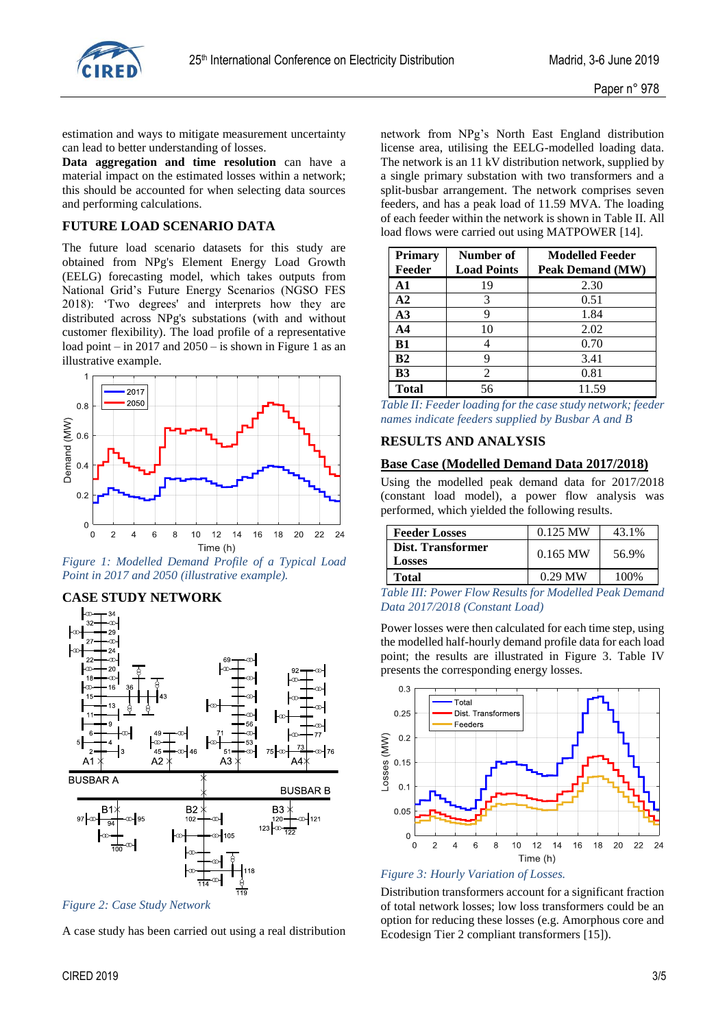estimation and ways to mitigate measurement uncertainty can lead to better understanding of losses.

**Data aggregation and time resolution** can have a material impact on the estimated losses within a network; this should be accounted for when selecting data sources and performing calculations.

## FUTURE LOAD SCENARIO DATA

The future load scenario datasets for this study are obtained from NPg's Element Energy Load Growth (EELG) forecasting model, which takes outputs from National Grid's Future Energy Scenarios (NGSO FES 2018): 'Two degrees' and interprets how they are distributed across NPg's substations (with and without customer flexibility). The load profile of a representative load point – in 2017 and 2050 – is shown in Figure 1 as an illustrative example.

*Figure 1: Modelled Demand Profile of a Typical Load Point in 2017 and 2050 (illustrative example).*

## CASE STUDY NETWORK

*Figure 2: Case Study Network*

A case study has been carried out using a real distribution network from NPg's North East England distribution license area, utilising the EELG-modelled loading data. The network is an 11 kV distribution network, supplied by a single primary substation with two transformers and a split-busbar arrangement. The network comprises seven feeders, and has a peak load of 11.59 MVA. The loading of each feeder within the network is shown in Table II. All load flows were carried out using MATPOWER [14].

| Primary Feeder | Number of Load Points | Modelled Feeder Peak Demand (MW) |
|---|---|---|
| **A1** | 19 | 2.30 |
| **A2** | 3 | 0.51 |
| **A3** | 9 | 1.84 |
| **A4** | 10 | 2.02 |
| **B1** | 4 | 0.70 |
| **B2** | 9 | 3.41 |
| **B3** | 2 | 0.81 |
| **Total** | 56 | 11.59 |

*Table II: Feeder loading for the case study network; feeder names indicate feeders supplied by Busbar A and B*

## RESULTS AND ANALYSIS

### Base Case (Modelled Demand Data 2017/2018)

Using the modelled peak demand data for 2017/2018 (constant load model), a power flow analysis was performed, which yielded the following results.

| | | |
|---|---|---|
| **Feeder Losses** | 0.125 MW | 43.1% |
| **Dist. Transformer Losses** | 0.165 MW | 56.9% |
| **Total** | 0.29 MW | 100% |

*Table III: Power Flow Results for Modelled Peak Demand Data 2017/2018 (Constant Load)*

Power losses were then calculated for each time step, using the modelled half-hourly demand profile data for each load point; the results are illustrated in Figure 3. Table IV presents the corresponding energy losses.

*Figure 3: Hourly Variation of Losses.*

Distribution transformers account for a significant fraction of total network losses; low loss transformers could be an option for reducing these losses (e.g. Amorphous core and Ecodesign Tier 2 compliant transformers [15]).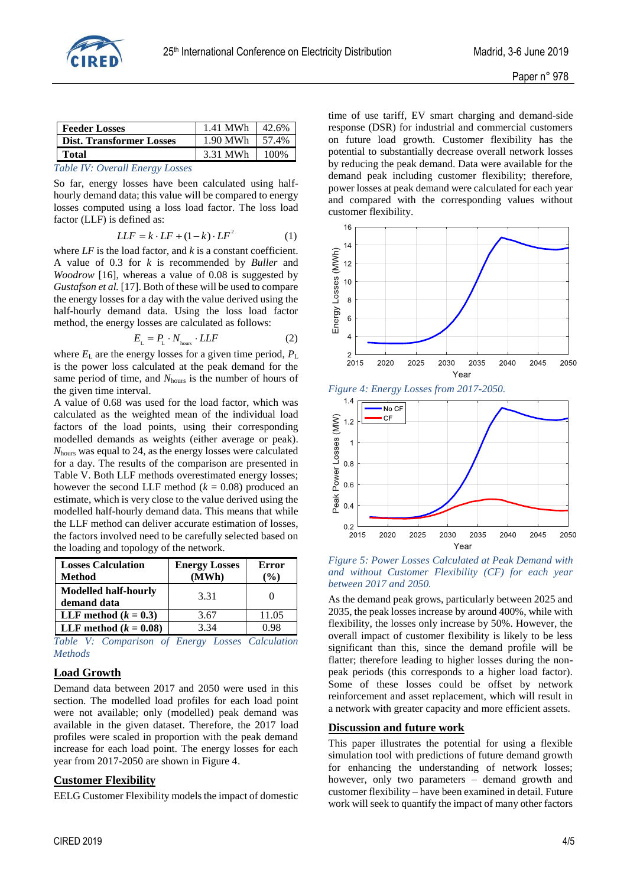| Feeder Losses | 1.41 MWh | 42.6% |
| --- | --- | --- |
| Dist. Transformer Losses | 1.90 MWh | 57.4% |
| Total | 3.31 MWh | 100% |

*Table IV: Overall Energy Losses*

So far, energy losses have been calculated using half-hourly demand data; this value will be compared to energy losses computed using a loss load factor. The loss load factor (LLF) is defined as:

$$LLF = k \cdot LF + (1-k) \cdot LF^2 \qquad (1)$$

where *LF* is the load factor, and *k* is a constant coefficient. A value of 0.3 for *k* is recommended by *Buller* and *Woodrow* [16], whereas a value of 0.08 is suggested by *Gustafson et al.* [17]. Both of these will be used to compare the energy losses for a day with the value derived using the half-hourly demand data. Using the loss load factor method, the energy losses are calculated as follows:

$$E_L = P_L \cdot N_{hours} \cdot LLF \qquad (2)$$

where $E_L$ are the energy losses for a given time period, $P_L$ is the power loss calculated at the peak demand for the same period of time, and $N_{hours}$ is the number of hours of the given time interval.

A value of 0.68 was used for the load factor, which was calculated as the weighted mean of the individual load factors of the load points, using their corresponding modelled demands as weights (either average or peak). $N_{hours}$ was equal to 24, as the energy losses were calculated for a day. The results of the comparison are presented in Table V. Both LLF methods overestimated energy losses; however the second LLF method ($k$ = 0.08) produced an estimate, which is very close to the value derived using the modelled half-hourly demand data. This means that while the LLF method can deliver accurate estimation of losses, the factors involved need to be carefully selected based on the loading and topology of the network.

| Losses Calculation Method | Energy Losses (MWh) | Error (%) |
| --- | --- | --- |
| Modelled half-hourly demand data | 3.31 | 0 |
| LLF method ($k$ = 0.3) | 3.67 | 11.05 |
| LLF method ($k$ = 0.08) | 3.34 | 0.98 |

*Table V: Comparison of Energy Losses Calculation Methods*

## Load Growth

Demand data between 2017 and 2050 were used in this section. The modelled load profiles for each load point were not available; only (modelled) peak demand was available in the given dataset. Therefore, the 2017 load profiles were scaled in proportion with the peak demand increase for each load point. The energy losses for each year from 2017-2050 are shown in Figure 4.

## Customer Flexibility

EELG Customer Flexibility models the impact of domestic time of use tariff, EV smart charging and demand-side response (DSR) for industrial and commercial customers on future load growth. Customer flexibility has the potential to substantially decrease overall network losses by reducing the peak demand. Data were available for the demand peak including customer flexibility; therefore, power losses at peak demand were calculated for each year and compared with the corresponding values without customer flexibility.

*Figure 4: Energy Losses from 2017-2050.*

*Figure 5: Power Losses Calculated at Peak Demand with and without Customer Flexibility (CF) for each year between 2017 and 2050.*

As the demand peak grows, particularly between 2025 and 2035, the peak losses increase by around 400%, while with flexibility, the losses only increase by 50%. However, the overall impact of customer flexibility is likely to be less significant than this, since the demand profile will be flatter; therefore leading to higher losses during the non-peak periods (this corresponds to a higher load factor). Some of these losses could be offset by network reinforcement and asset replacement, which will result in a network with greater capacity and more efficient assets.

## Discussion and future work

This paper illustrates the potential for using a flexible simulation tool with predictions of future demand growth for enhancing the understanding of network losses; however, only two parameters – demand growth and customer flexibility – have been examined in detail. Future work will seek to quantify the impact of many other factors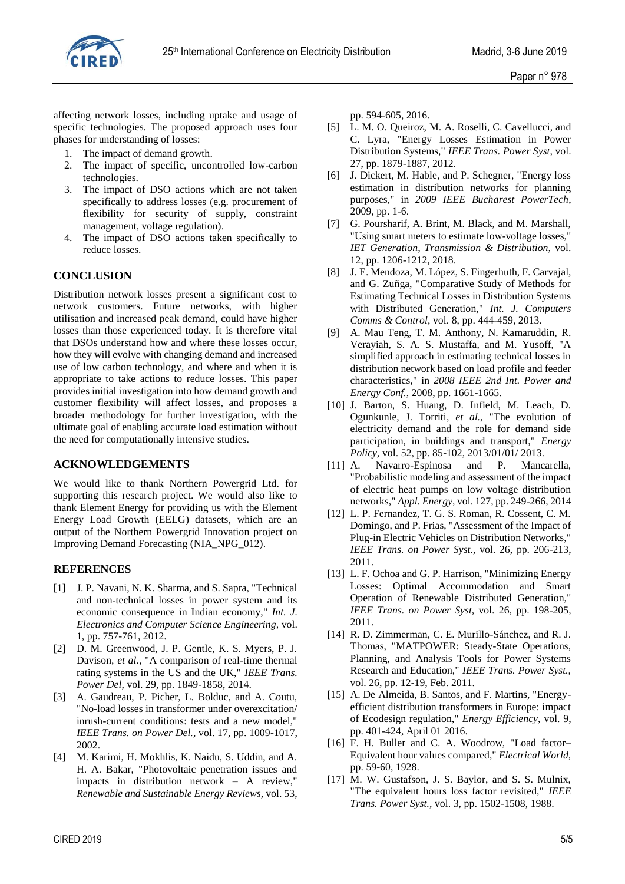affecting network losses, including uptake and usage of specific technologies. The proposed approach uses four phases for understanding of losses:

1. The impact of demand growth.
2. The impact of specific, uncontrolled low-carbon technologies.
3. The impact of DSO actions which are not taken specifically to address losses (e.g. procurement of flexibility for security of supply, constraint management, voltage regulation).
4. The impact of DSO actions taken specifically to reduce losses.

## CONCLUSION

Distribution network losses present a significant cost to network customers. Future networks, with higher utilisation and increased peak demand, could have higher losses than those experienced today. It is therefore vital that DSOs understand how and where these losses occur, how they will evolve with changing demand and increased use of low carbon technology, and where and when it is appropriate to take actions to reduce losses. This paper provides initial investigation into how demand growth and customer flexibility will affect losses, and proposes a broader methodology for further investigation, with the ultimate goal of enabling accurate load estimation without the need for computationally intensive studies.

## ACKNOWLEDGEMENTS

We would like to thank Northern Powergrid Ltd. for supporting this research project. We would also like to thank Element Energy for providing us with the Element Energy Load Growth (EELG) datasets, which are an output of the Northern Powergrid Innovation project on Improving Demand Forecasting (NIA_NPG_012).

## REFERENCES

[1] J. P. Navani, N. K. Sharma, and S. Sapra, "Technical and non-technical losses in power system and its economic consequence in Indian economy," *Int. J. Electronics and Computer Science Engineering,* vol. 1, pp. 757-761, 2012.

[2] D. M. Greenwood, J. P. Gentle, K. S. Myers, P. J. Davison, *et al.*, "A comparison of real-time thermal rating systems in the US and the UK," *IEEE Trans. Power Del,* vol. 29, pp. 1849-1858, 2014.

[3] A. Gaudreau, P. Picher, L. Bolduc, and A. Coutu, "No-load losses in transformer under overexcitation/ inrush-current conditions: tests and a new model," *IEEE Trans. on Power Del.,* vol. 17, pp. 1009-1017, 2002.

[4] M. Karimi, H. Mokhlis, K. Naidu, S. Uddin, and A. H. A. Bakar, "Photovoltaic penetration issues and impacts in distribution network – A review," *Renewable and Sustainable Energy Reviews,* vol. 53, pp. 594-605, 2016.

[5] L. M. O. Queiroz, M. A. Roselli, C. Cavellucci, and C. Lyra, "Energy Losses Estimation in Power Distribution Systems," *IEEE Trans. Power Syst,* vol. 27, pp. 1879-1887, 2012.

[6] J. Dickert, M. Hable, and P. Schegner, "Energy loss estimation in distribution networks for planning purposes," in *2009 IEEE Bucharest PowerTech*, 2009, pp. 1-6.

[7] G. Poursharif, A. Brint, M. Black, and M. Marshall, "Using smart meters to estimate low-voltage losses," *IET Generation, Transmission & Distribution,* vol. 12, pp. 1206-1212, 2018.

[8] J. E. Mendoza, M. López, S. Fingerhuth, F. Carvajal, and G. Zuñga, "Comparative Study of Methods for Estimating Technical Losses in Distribution Systems with Distributed Generation," *Int. J. Computers Comms & Control,* vol. 8, pp. 444-459, 2013.

[9] A. Mau Teng, T. M. Anthony, N. Kamaruddin, R. Verayiah, S. A. S. Mustaffa, and M. Yusoff, "A simplified approach in estimating technical losses in distribution network based on load profile and feeder characteristics," in *2008 IEEE 2nd Int. Power and Energy Conf.*, 2008, pp. 1661-1665.

[10] J. Barton, S. Huang, D. Infield, M. Leach, D. Ogunkunle, J. Torriti, *et al.*, "The evolution of electricity demand and the role for demand side participation, in buildings and transport," *Energy Policy,* vol. 52, pp. 85-102, 2013/01/01/ 2013.

[11] A. Navarro-Espinosa and P. Mancarella, "Probabilistic modeling and assessment of the impact of electric heat pumps on low voltage distribution networks," *Appl. Energy,* vol. 127, pp. 249-266, 2014

[12] L. P. Fernandez, T. G. S. Roman, R. Cossent, C. M. Domingo, and P. Frias, "Assessment of the Impact of Plug-in Electric Vehicles on Distribution Networks," *IEEE Trans. on Power Syst.,* vol. 26, pp. 206-213, 2011.

[13] L. F. Ochoa and G. P. Harrison, "Minimizing Energy Losses: Optimal Accommodation and Smart Operation of Renewable Distributed Generation," *IEEE Trans. on Power Syst,* vol. 26, pp. 198-205, 2011.

[14] R. D. Zimmerman, C. E. Murillo-Sánchez, and R. J. Thomas, "MATPOWER: Steady-State Operations, Planning, and Analysis Tools for Power Systems Research and Education," *IEEE Trans. Power Syst.,* vol. 26, pp. 12-19, Feb. 2011.

[15] A. De Almeida, B. Santos, and F. Martins, "Energy-efficient distribution transformers in Europe: impact of Ecodesign regulation," *Energy Efficiency,* vol. 9, pp. 401-424, April 01 2016.

[16] F. H. Buller and C. A. Woodrow, "Load factor–Equivalent hour values compared," *Electrical World,* pp. 59-60, 1928.

[17] M. W. Gustafson, J. S. Baylor, and S. S. Mulnix, "The equivalent hours loss factor revisited," *IEEE Trans. Power Syst.,* vol. 3, pp. 1502-1508, 1988.